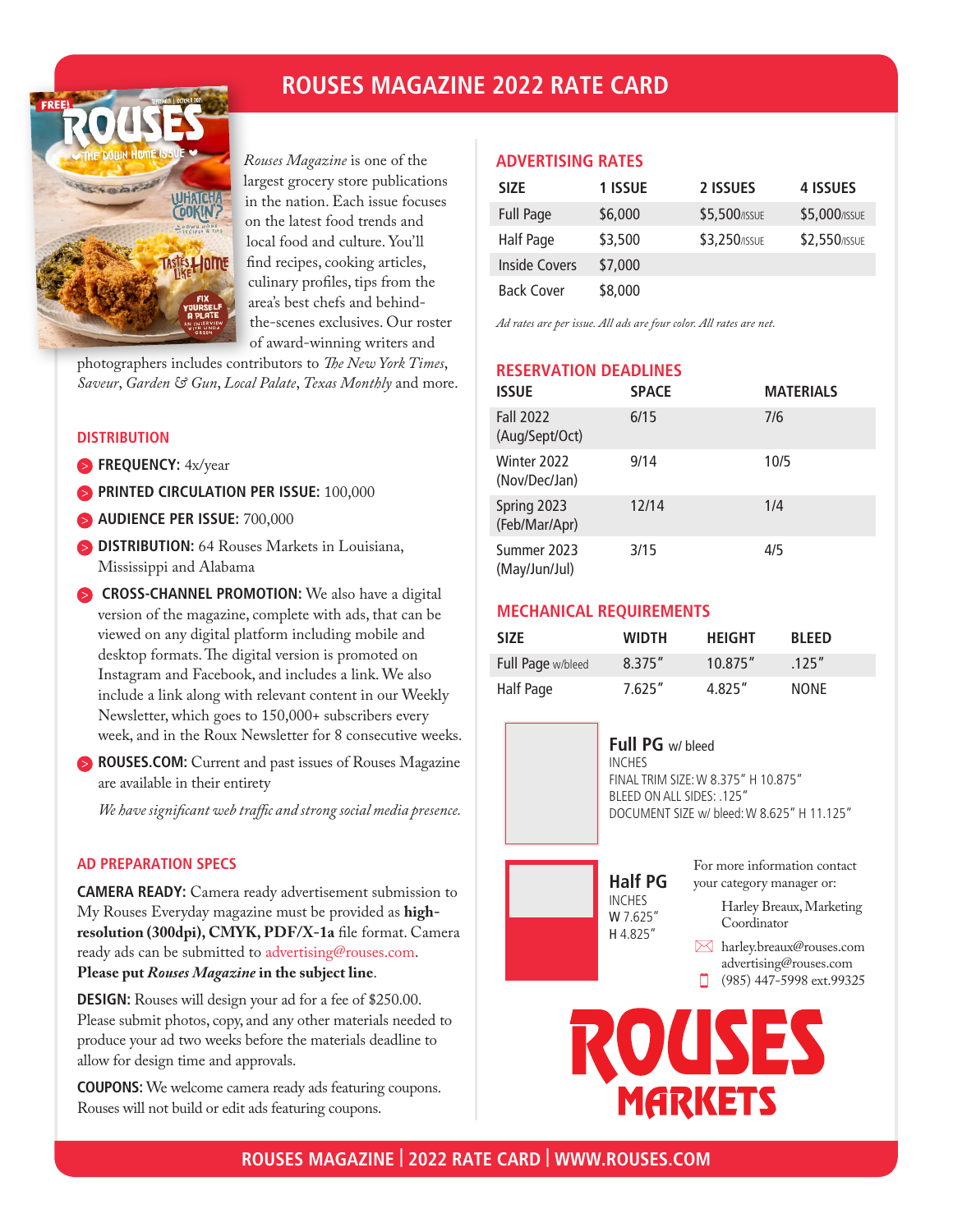# ROUSES MAGAZINE 2022 RATE CARD

*Rouses Magazine* is one of the largest grocery store publications in the nation. Each issue focuses on the latest food trends and local food and culture. You'll find recipes, cooking articles, culinary profiles, tips from the area's best chefs and behind-the-scenes exclusives. Our roster of award-winning writers and photographers includes contributors to *The New York Times*, *Saveur*, *Garden & Gun*, *Local Palate*, *Texas Monthly* and more.

## DISTRIBUTION

- **FREQUENCY:** 4x/year
- **PRINTED CIRCULATION PER ISSUE:** 100,000
- **AUDIENCE PER ISSUE:** 700,000
- **DISTRIBUTION:** 64 Rouses Markets in Louisiana, Mississippi and Alabama
- **CROSS-CHANNEL PROMOTION:** We also have a digital version of the magazine, complete with ads, that can be viewed on any digital platform including mobile and desktop formats. The digital version is promoted on Instagram and Facebook, and includes a link. We also include a link along with relevant content in our Weekly Newsletter, which goes to 150,000+ subscribers every week, and in the Roux Newsletter for 8 consecutive weeks.
- **ROUSES.COM:** Current and past issues of Rouses Magazine are available in their entirety

*We have significant web traffic and strong social media presence.*

## AD PREPARATION SPECS

**CAMERA READY:** Camera ready advertisement submission to My Rouses Everyday magazine must be provided as **high-resolution (300dpi), CMYK, PDF/X-1a** file format. Camera ready ads can be submitted to advertising@rouses.com. **Please put *Rouses Magazine* in the subject line**.

**DESIGN:** Rouses will design your ad for a fee of $250.00. Please submit photos, copy, and any other materials needed to produce your ad two weeks before the materials deadline to allow for design time and approvals.

**COUPONS:** We welcome camera ready ads featuring coupons. Rouses will not build or edit ads featuring coupons.

## ADVERTISING RATES

| SIZE | 1 ISSUE | 2 ISSUES | 4 ISSUES |
|---|---|---|---|
| Full Page | $6,000 | $5,500/ISSUE | $5,000/ISSUE |
| Half Page | $3,500 | $3,250/ISSUE | $2,550/ISSUE |
| Inside Covers | $7,000 | | |
| Back Cover | $8,000 | | |

*Ad rates are per issue. All ads are four color. All rates are net.*

## RESERVATION DEADLINES

| ISSUE | SPACE | MATERIALS |
|---|---|---|
| Fall 2022 (Aug/Sept/Oct) | 6/15 | 7/6 |
| Winter 2022 (Nov/Dec/Jan) | 9/14 | 10/5 |
| Spring 2023 (Feb/Mar/Apr) | 12/14 | 1/4 |
| Summer 2023 (May/Jun/Jul) | 3/15 | 4/5 |

## MECHANICAL REQUIREMENTS

| SIZE | WIDTH | HEIGHT | BLEED |
|---|---|---|---|
| Full Page w/bleed | 8.375" | 10.875" | .125" |
| Half Page | 7.625" | 4.825" | NONE |

**Full PG** w/ bleed
INCHES
FINAL TRIM SIZE: W 8.375" H 10.875"
BLEED ON ALL SIDES: .125"
DOCUMENT SIZE w/ bleed: W 8.625" H 11.125"

**Half PG**
INCHES
W 7.625"
H 4.825"

For more information contact your category manager or:

Harley Breaux, Marketing Coordinator
harley.breaux@rouses.com
advertising@rouses.com
(985) 447-5998 ext.99325

ROUSES MARKETS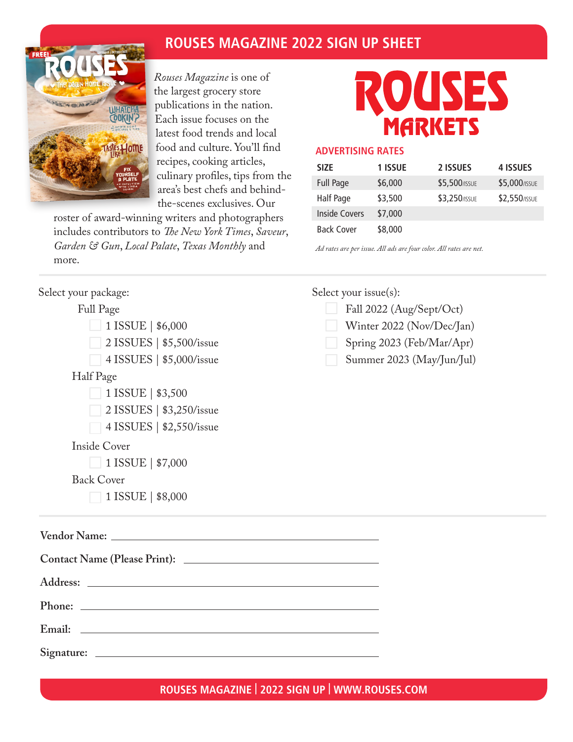# ROUSES MAGAZINE 2022 SIGN UP SHEET

*Rouses Magazine* is one of the largest grocery store publications in the nation. Each issue focuses on the latest food trends and local food and culture. You'll find recipes, cooking articles, culinary profiles, tips from the area's best chefs and behind-the-scenes exclusives. Our roster of award-winning writers and photographers includes contributors to *The New York Times*, *Saveur*, *Garden & Gun*, *Local Palate*, *Texas Monthly* and more.

ROUSES MARKETS

## ADVERTISING RATES

| SIZE | 1 ISSUE | 2 ISSUES | 4 ISSUES |
|---|---|---|---|
| Full Page | $6,000 | $5,500/ISSUE | $5,000/ISSUE |
| Half Page | $3,500 | $3,250/ISSUE | $2,550/ISSUE |
| Inside Covers | $7,000 | | |
| Back Cover | $8,000 | | |

*Ad rates are per issue. All ads are four color. All rates are net.*

Select your package:

Full Page

- ☐ 1 ISSUE | $6,000
- ☐ 2 ISSUES | $5,500/issue
- ☐ 4 ISSUES | $5,000/issue

Half Page

- ☐ 1 ISSUE | $3,500
- ☐ 2 ISSUES | $3,250/issue
- ☐ 4 ISSUES | $2,550/issue

Inside Cover

- ☐ 1 ISSUE | $7,000

Back Cover

- ☐ 1 ISSUE | $8,000

Select your issue(s):

- ☐ Fall 2022 (Aug/Sept/Oct)
- ☐ Winter 2022 (Nov/Dec/Jan)
- ☐ Spring 2023 (Feb/Mar/Apr)
- ☐ Summer 2023 (May/Jun/Jul)

**Vendor Name:** ______________________________

**Contact Name (Please Print):** ______________________________

**Address:** ______________________________

**Phone:** ______________________________

**Email:** ______________________________

**Signature:** ______________________________